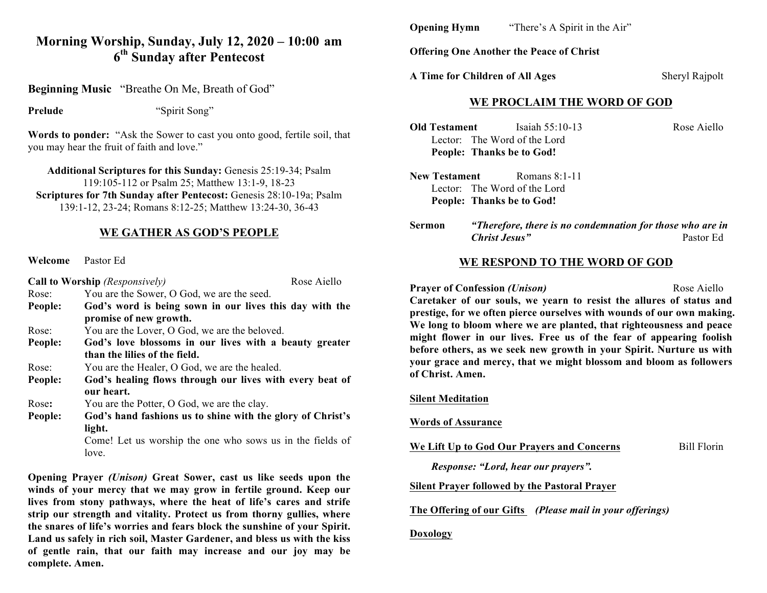# Morning Worship, Sunday, July 12, 2020 – 10:00 am
## 6th Sunday after Pentecost

**Beginning Music** "Breathe On Me, Breath of God"

**Prelude** "Spirit Song"

**Words to ponder:** "Ask the Sower to cast you onto good, fertile soil, that you may hear the fruit of faith and love."

**Additional Scriptures for this Sunday:** Genesis 25:19-34; Psalm 119:105-112 or Psalm 25; Matthew 13:1-9, 18-23
**Scriptures for 7th Sunday after Pentecost:** Genesis 28:10-19a; Psalm 139:1-12, 23-24; Romans 8:12-25; Matthew 13:24-30, 36-43

## WE GATHER AS GOD'S PEOPLE

**Welcome** Pastor Ed

**Call to Worship** *(Responsively)* Rose Aiello

Rose: You are the Sower, O God, we are the seed.
**People: God's word is being sown in our lives this day with the promise of new growth.**
Rose: You are the Lover, O God, we are the beloved.
**People: God's love blossoms in our lives with a beauty greater than the lilies of the field.**
Rose: You are the Healer, O God, we are the healed.
**People: God's healing flows through our lives with every beat of our heart.**
Rose**:** You are the Potter, O God, we are the clay.
**People: God's hand fashions us to shine with the glory of Christ's light.**
Come! Let us worship the one who sows us in the fields of love.

**Opening Prayer** ***(Unison)*** **Great Sower, cast us like seeds upon the winds of your mercy that we may grow in fertile ground. Keep our lives from stony pathways, where the heat of life's cares and strife strip our strength and vitality. Protect us from thorny gullies, where the snares of life's worries and fears block the sunshine of your Spirit. Land us safely in rich soil, Master Gardener, and bless us with the kiss of gentle rain, that our faith may increase and our joy may be complete. Amen.**

**Opening Hymn** "There's A Spirit in the Air"

**Offering One Another the Peace of Christ**

**A Time for Children of All Ages** Sheryl Rajpolt

## WE PROCLAIM THE WORD OF GOD

**Old Testament** Isaiah 55:10-13 Rose Aiello
Lector: The Word of the Lord
**People: Thanks be to God!**

**New Testament** Romans 8:1-11
Lector: The Word of the Lord
**People: Thanks be to God!**

**Sermon** ***"Therefore, there is no condemnation for those who are in Christ Jesus"*** Pastor Ed

## WE RESPOND TO THE WORD OF GOD

**Prayer of Confession** ***(Unison)*** Rose Aiello
**Caretaker of our souls, we yearn to resist the allures of status and prestige, for we often pierce ourselves with wounds of our own making. We long to bloom where we are planted, that righteousness and peace might flower in our lives. Free us of the fear of appearing foolish before others, as we seek new growth in your Spirit. Nurture us with your grace and mercy, that we might blossom and bloom as followers of Christ. Amen.**

**Silent Meditation**

**Words of Assurance**

**We Lift Up to God Our Prayers and Concerns** Bill Florin

***Response: "Lord, hear our prayers".***

**Silent Prayer followed by the Pastoral Prayer**

**The Offering of our Gifts** ***(Please mail in your offerings)***

**Doxology**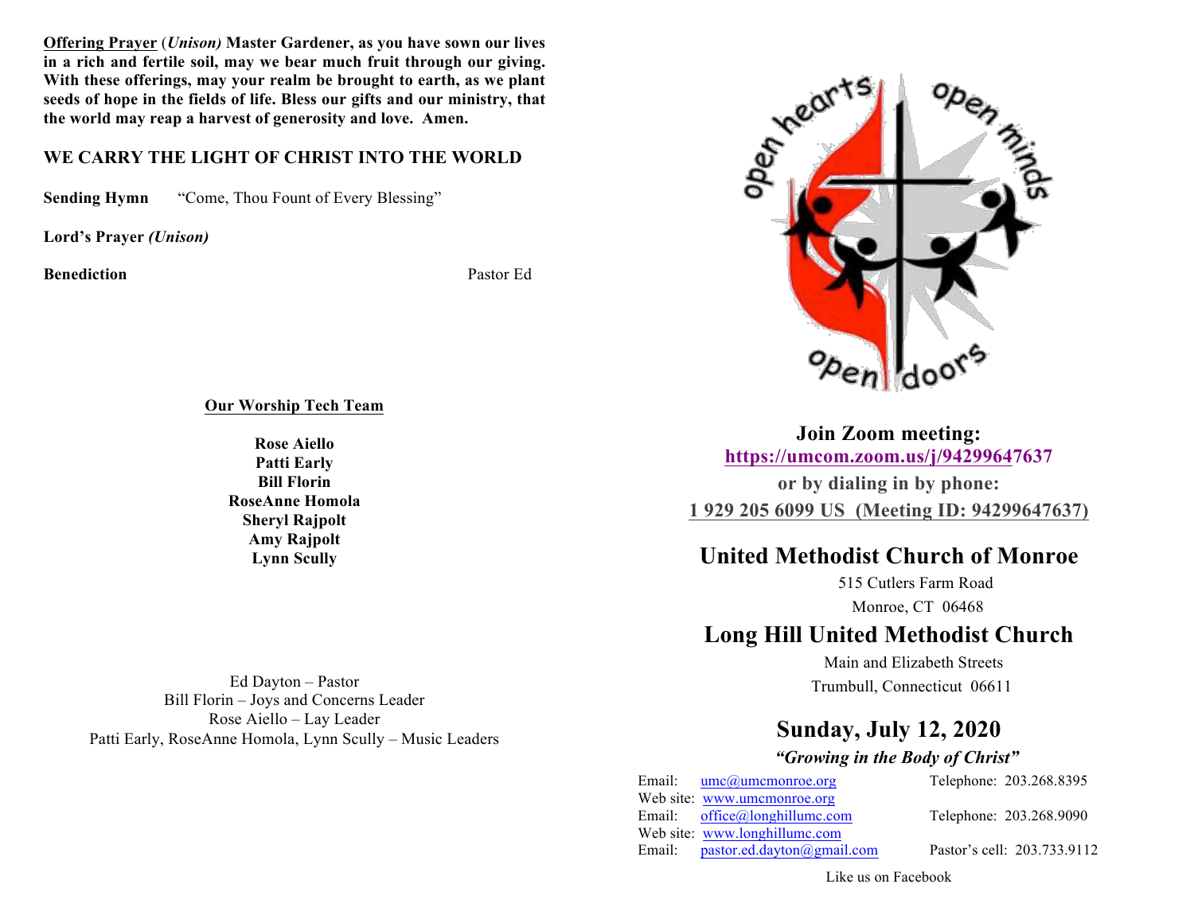**Offering Prayer** (*Unison)* **Master Gardener, as you have sown our lives in a rich and fertile soil, may we bear much fruit through our giving. With these offerings, may your realm be brought to earth, as we plant seeds of hope in the fields of life. Bless our gifts and our ministry, that the world may reap a harvest of generosity and love. Amen.**

## WE CARRY THE LIGHT OF CHRIST INTO THE WORLD

**Sending Hymn** "Come, Thou Fount of Every Blessing"

**Lord's Prayer *(Unison)***

**Benediction** Pastor Ed

**Our Worship Tech Team**

**Rose Aiello**
**Patti Early**
**Bill Florin**
**RoseAnne Homola**
**Sheryl Rajpolt**
**Amy Rajpolt**
**Lynn Scully**

Ed Dayton – Pastor
Bill Florin – Joys and Concerns Leader
Rose Aiello – Lay Leader
Patti Early, RoseAnne Homola, Lynn Scully – Music Leaders

open hearts open minds open doors

**Join Zoom meeting:**
**https://umcom.zoom.us/j/94299647637**
**or by dialing in by phone:**
**1 929 205 6099 US (Meeting ID: 94299647637)**

# United Methodist Church of Monroe

515 Cutlers Farm Road
Monroe, CT 06468

# Long Hill United Methodist Church

Main and Elizabeth Streets
Trumbull, Connecticut 06611

## Sunday, July 12, 2020

***"Growing in the Body of Christ"***

Email: umc@umcmonroe.org Telephone: 203.268.8395
Web site: www.umcmonroe.org
Email: office@longhillumc.com Telephone: 203.268.9090
Web site: www.longhillumc.com
Email: pastor.ed.dayton@gmail.com Pastor's cell: 203.733.9112

Like us on Facebook